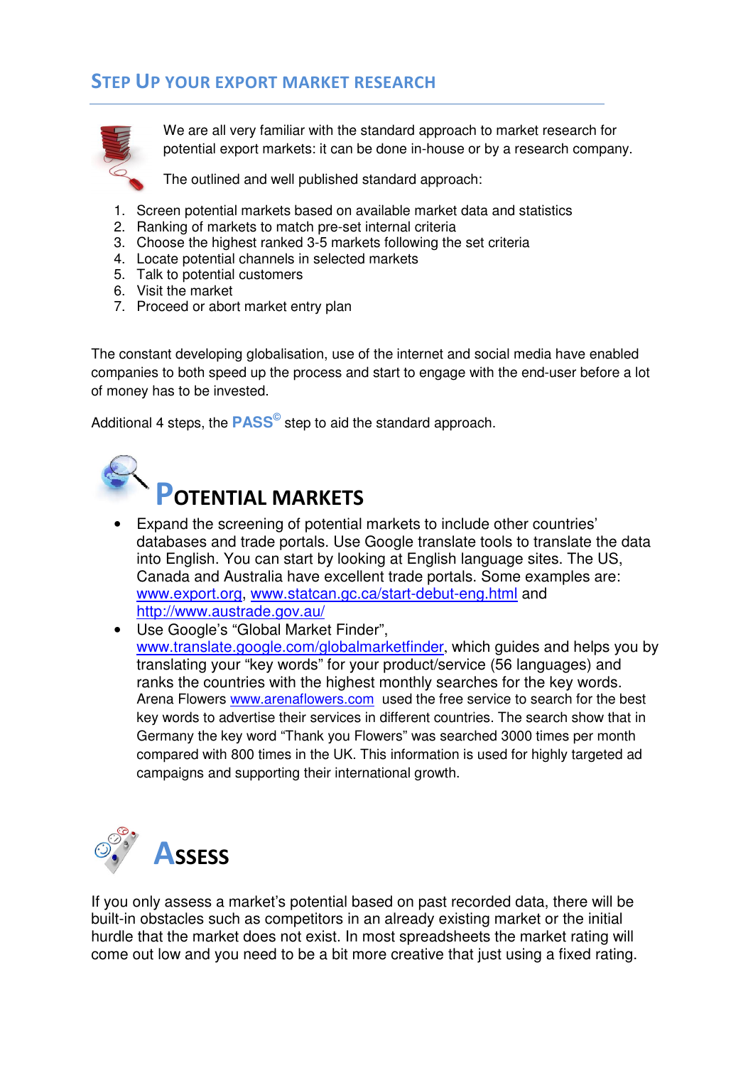## STEP UP YOUR EXPORT MARKET RESEARCH

We are all very familiar with the standard approach to market research for potential export markets: it can be done in-house or by a research company.

The outlined and well published standard approach:

1. Screen potential markets based on available market data and statistics
2. Ranking of markets to match pre-set internal criteria
3. Choose the highest ranked 3-5 markets following the set criteria
4. Locate potential channels in selected markets
5. Talk to potential customers
6. Visit the market
7. Proceed or abort market entry plan

The constant developing globalisation, use of the internet and social media have enabled companies to both speed up the process and start to engage with the end-user before a lot of money has to be invested.

Additional 4 steps, the **PASS**© step to aid the standard approach.

## POTENTIAL MARKETS

- Expand the screening of potential markets to include other countries' databases and trade portals. Use Google translate tools to translate the data into English. You can start by looking at English language sites. The US, Canada and Australia have excellent trade portals. Some examples are: www.export.org, www.statcan.gc.ca/start-debut-eng.html and http://www.austrade.gov.au/
- Use Google's "Global Market Finder", www.translate.google.com/globalmarketfinder, which guides and helps you by translating your "key words" for your product/service (56 languages) and ranks the countries with the highest monthly searches for the key words. Arena Flowers www.arenaflowers.com used the free service to search for the best key words to advertise their services in different countries. The search show that in Germany the key word "Thank you Flowers" was searched 3000 times per month compared with 800 times in the UK. This information is used for highly targeted ad campaigns and supporting their international growth.

## ASSESS

If you only assess a market's potential based on past recorded data, there will be built-in obstacles such as competitors in an already existing market or the initial hurdle that the market does not exist. In most spreadsheets the market rating will come out low and you need to be a bit more creative that just using a fixed rating.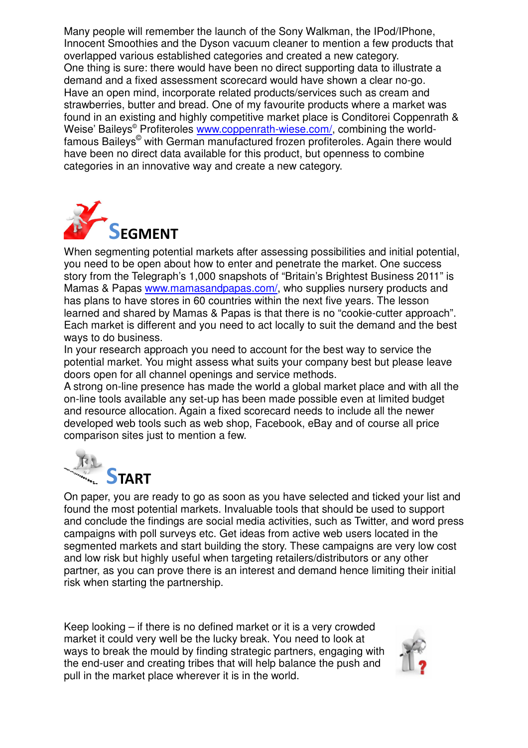Many people will remember the launch of the Sony Walkman, the IPod/IPhone, Innocent Smoothies and the Dyson vacuum cleaner to mention a few products that overlapped various established categories and created a new category.
One thing is sure: there would have been no direct supporting data to illustrate a demand and a fixed assessment scorecard would have shown a clear no-go.
Have an open mind, incorporate related products/services such as cream and strawberries, butter and bread. One of my favourite products where a market was found in an existing and highly competitive market place is Conditorei Coppenrath & Weise' Baileys© Profiteroles www.coppenrath-wiese.com/, combining the world-famous Baileys© with German manufactured frozen profiteroles. Again there would have been no direct data available for this product, but openness to combine categories in an innovative way and create a new category.

## SEGMENT

When segmenting potential markets after assessing possibilities and initial potential, you need to be open about how to enter and penetrate the market. One success story from the Telegraph's 1,000 snapshots of "Britain's Brightest Business 2011" is Mamas & Papas www.mamasandpapas.com/, who supplies nursery products and has plans to have stores in 60 countries within the next five years. The lesson learned and shared by Mamas & Papas is that there is no "cookie-cutter approach". Each market is different and you need to act locally to suit the demand and the best ways to do business.
In your research approach you need to account for the best way to service the potential market. You might assess what suits your company best but please leave doors open for all channel openings and service methods.
A strong on-line presence has made the world a global market place and with all the on-line tools available any set-up has been made possible even at limited budget and resource allocation. Again a fixed scorecard needs to include all the newer developed web tools such as web shop, Facebook, eBay and of course all price comparison sites just to mention a few.

## START

On paper, you are ready to go as soon as you have selected and ticked your list and found the most potential markets. Invaluable tools that should be used to support and conclude the findings are social media activities, such as Twitter, and word press campaigns with poll surveys etc. Get ideas from active web users located in the segmented markets and start building the story. These campaigns are very low cost and low risk but highly useful when targeting retailers/distributors or any other partner, as you can prove there is an interest and demand hence limiting their initial risk when starting the partnership.

Keep looking – if there is no defined market or it is a very crowded market it could very well be the lucky break. You need to look at ways to break the mould by finding strategic partners, engaging with the end-user and creating tribes that will help balance the push and pull in the market place wherever it is in the world.